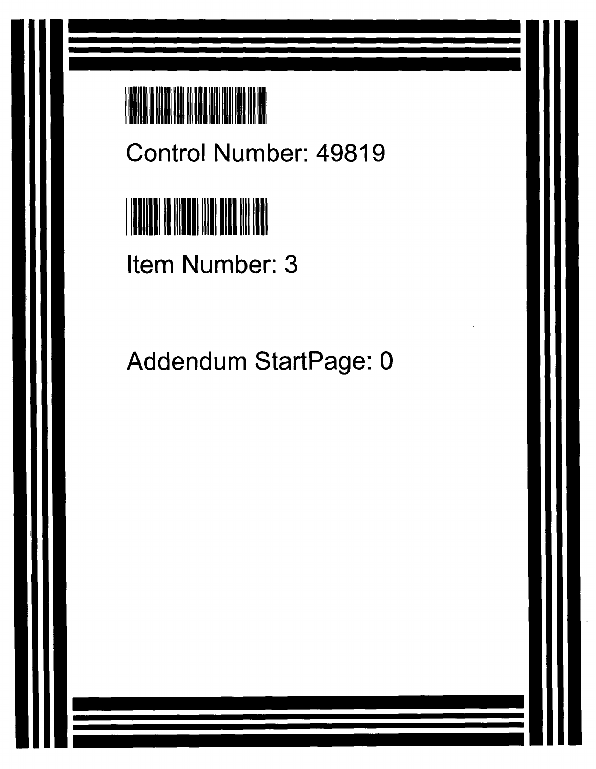Control Number: 49819

Item Number: 3

Addendum StartPage: 0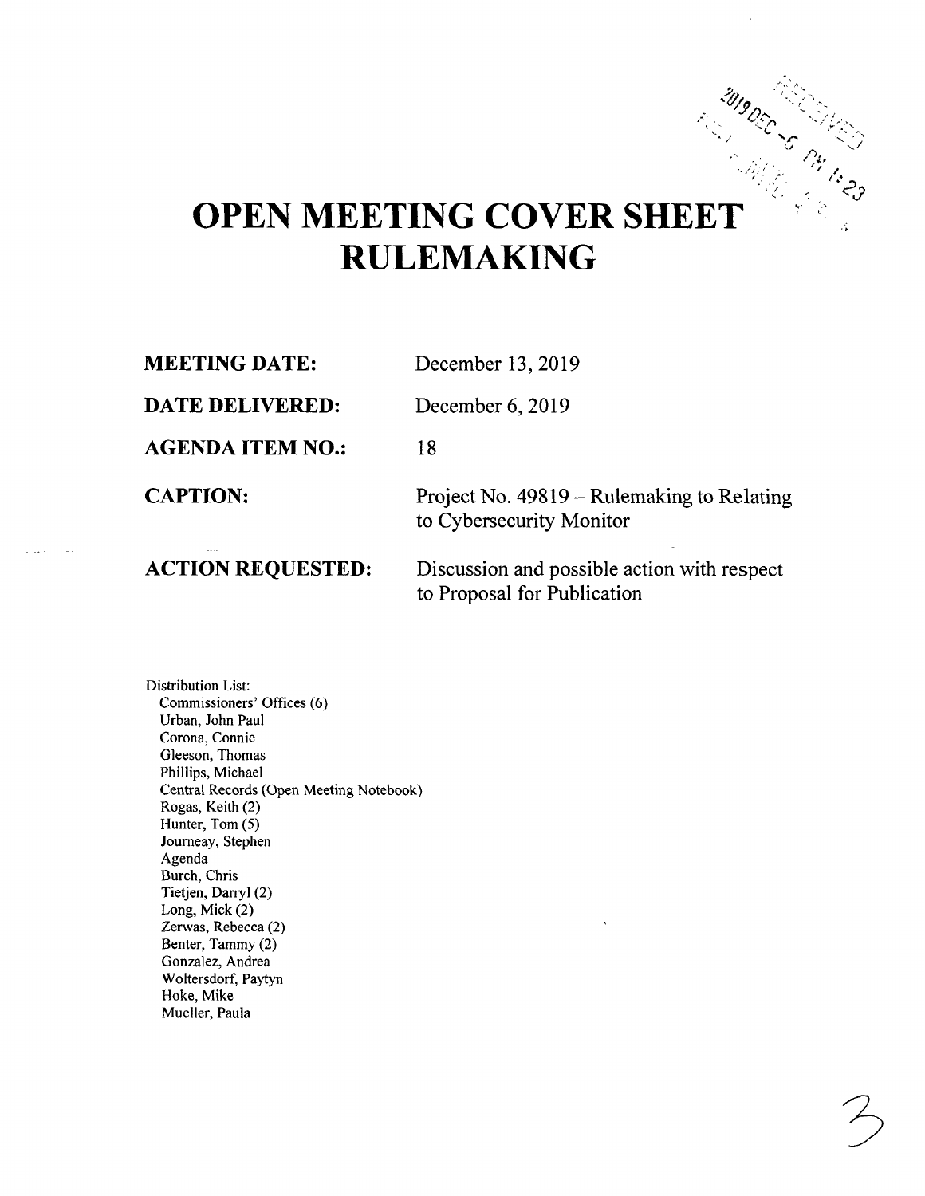# OPEN MEETING COVER SHEET RULEMAKING

| | |
|---|---|
| **MEETING DATE:** | December 13, 2019 |
| **DATE DELIVERED:** | December 6, 2019 |
| **AGENDA ITEM NO.:** | 18 |
| **CAPTION:** | Project No. 49819 – Rulemaking to Relating to Cybersecurity Monitor |
| **ACTION REQUESTED:** | Discussion and possible action with respect to Proposal for Publication |

Distribution List:
- Commissioners' Offices (6)
- Urban, John Paul
- Corona, Connie
- Gleeson, Thomas
- Phillips, Michael
- Central Records (Open Meeting Notebook)
- Rogas, Keith (2)
- Hunter, Tom (5)
- Journeay, Stephen
- Agenda
- Burch, Chris
- Tietjen, Darryl (2)
- Long, Mick (2)
- Zerwas, Rebecca (2)
- Benter, Tammy (2)
- Gonzalez, Andrea
- Woltersdorf, Paytyn
- Hoke, Mike
- Mueller, Paula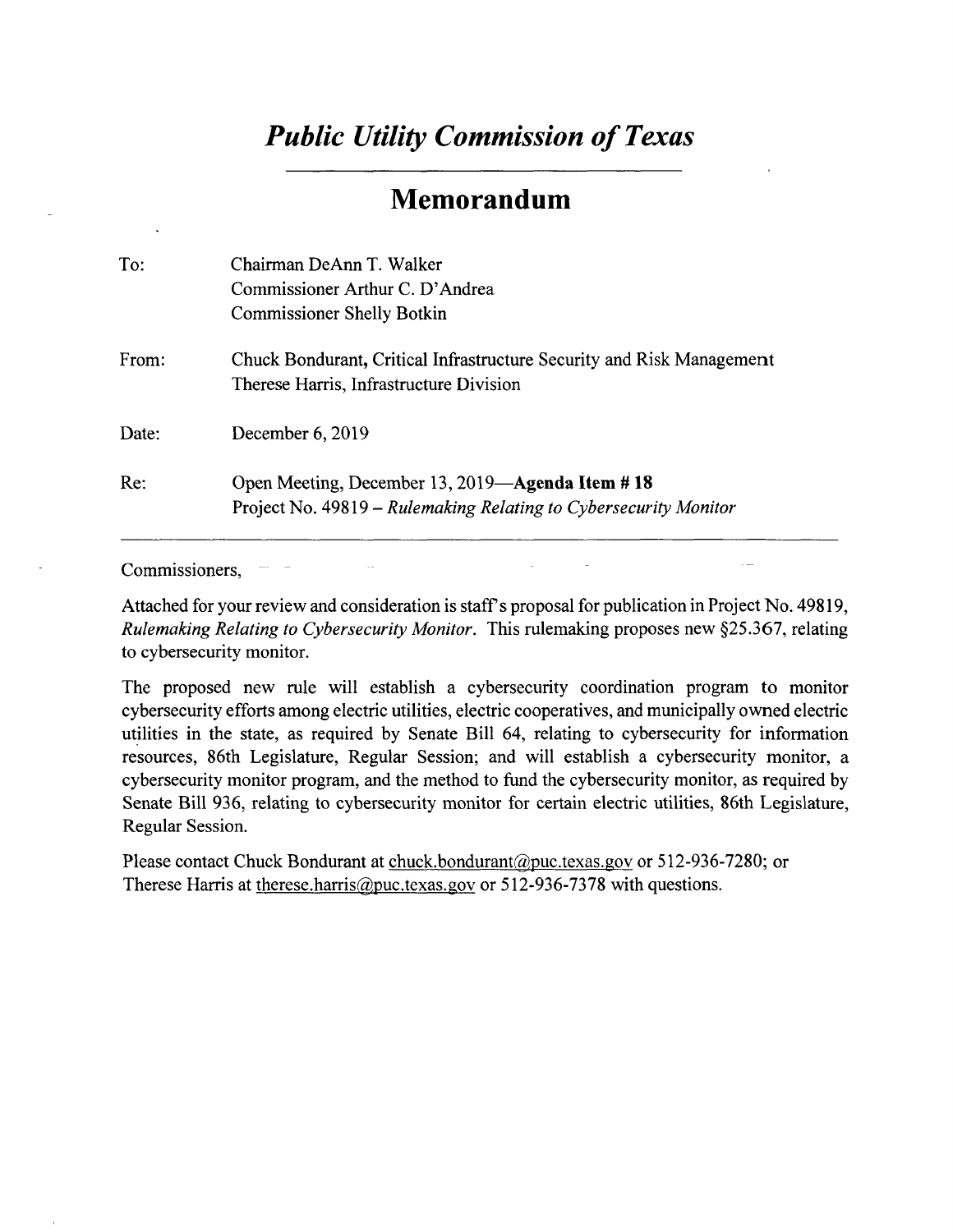# *Public Utility Commission of Texas*

## Memorandum

| | |
|---|---|
| To: | Chairman DeAnn T. Walker<br>Commissioner Arthur C. D'Andrea<br>Commissioner Shelly Botkin |
| From: | Chuck Bondurant, Critical Infrastructure Security and Risk Management<br>Therese Harris, Infrastructure Division |
| Date: | December 6, 2019 |
| Re: | Open Meeting, December 13, 2019—**Agenda Item # 18**<br>Project No. 49819 – *Rulemaking Relating to Cybersecurity Monitor* |

Commissioners,

Attached for your review and consideration is staff's proposal for publication in Project No. 49819, *Rulemaking Relating to Cybersecurity Monitor*. This rulemaking proposes new §25.367, relating to cybersecurity monitor.

The proposed new rule will establish a cybersecurity coordination program to monitor cybersecurity efforts among electric utilities, electric cooperatives, and municipally owned electric utilities in the state, as required by Senate Bill 64, relating to cybersecurity for information resources, 86th Legislature, Regular Session; and will establish a cybersecurity monitor, a cybersecurity monitor program, and the method to fund the cybersecurity monitor, as required by Senate Bill 936, relating to cybersecurity monitor for certain electric utilities, 86th Legislature, Regular Session.

Please contact Chuck Bondurant at chuck.bondurant@puc.texas.gov or 512-936-7280; or Therese Harris at therese.harris@puc.texas.gov or 512-936-7378 with questions.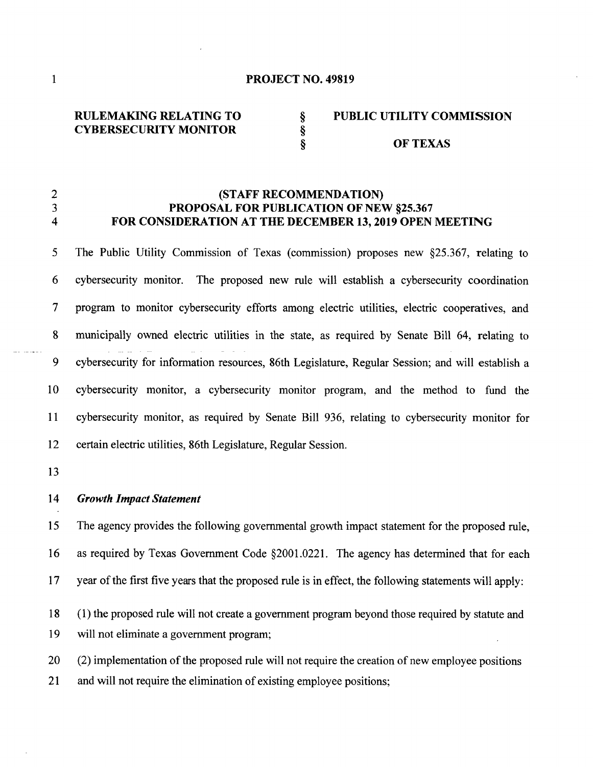**PROJECT NO. 49819**

| | | |
|---|---|---|
| **RULEMAKING RELATING TO CYBERSECURITY MONITOR** | § § § | **PUBLIC UTILITY COMMISSION OF TEXAS** |

**(STAFF RECOMMENDATION)**
**PROPOSAL FOR PUBLICATION OF NEW §25.367**
**FOR CONSIDERATION AT THE DECEMBER 13, 2019 OPEN MEETING**

The Public Utility Commission of Texas (commission) proposes new §25.367, relating to cybersecurity monitor. The proposed new rule will establish a cybersecurity coordination program to monitor cybersecurity efforts among electric utilities, electric cooperatives, and municipally owned electric utilities in the state, as required by Senate Bill 64, relating to cybersecurity for information resources, 86th Legislature, Regular Session; and will establish a cybersecurity monitor, a cybersecurity monitor program, and the method to fund the cybersecurity monitor, as required by Senate Bill 936, relating to cybersecurity monitor for certain electric utilities, 86th Legislature, Regular Session.

***Growth Impact Statement***

The agency provides the following governmental growth impact statement for the proposed rule, as required by Texas Government Code §2001.0221. The agency has determined that for each year of the first five years that the proposed rule is in effect, the following statements will apply:

(1) the proposed rule will not create a government program beyond those required by statute and will not eliminate a government program;

(2) implementation of the proposed rule will not require the creation of new employee positions and will not require the elimination of existing employee positions;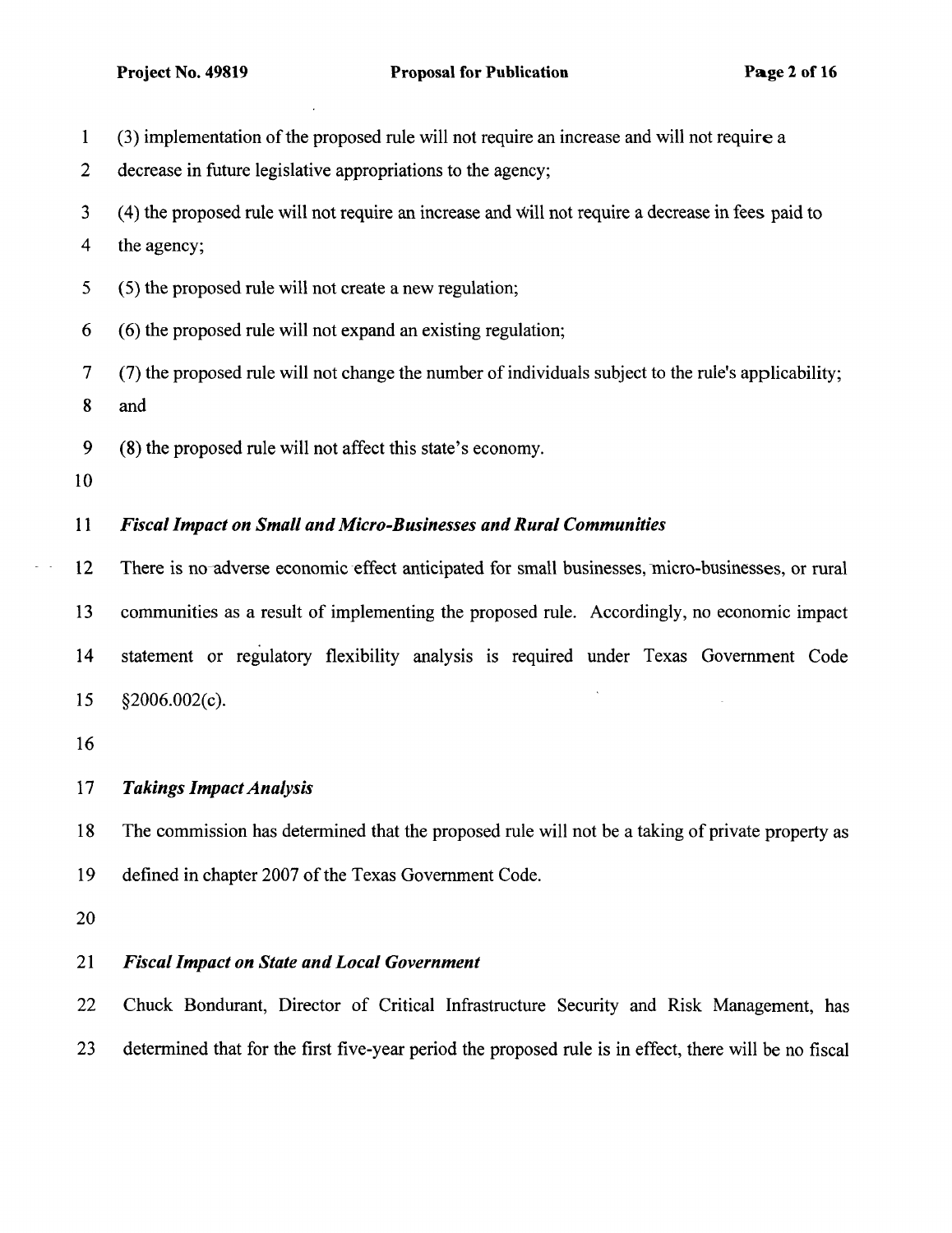(3) implementation of the proposed rule will not require an increase and will not require a decrease in future legislative appropriations to the agency;

(4) the proposed rule will not require an increase and will not require a decrease in fees paid to the agency;

(5) the proposed rule will not create a new regulation;

(6) the proposed rule will not expand an existing regulation;

(7) the proposed rule will not change the number of individuals subject to the rule's applicability; and

(8) the proposed rule will not affect this state's economy.

***Fiscal Impact on Small and Micro-Businesses and Rural Communities***

There is no adverse economic effect anticipated for small businesses, micro-businesses, or rural communities as a result of implementing the proposed rule. Accordingly, no economic impact statement or regulatory flexibility analysis is required under Texas Government Code §2006.002(c).

***Takings Impact Analysis***

The commission has determined that the proposed rule will not be a taking of private property as defined in chapter 2007 of the Texas Government Code.

***Fiscal Impact on State and Local Government***

Chuck Bondurant, Director of Critical Infrastructure Security and Risk Management, has determined that for the first five-year period the proposed rule is in effect, there will be no fiscal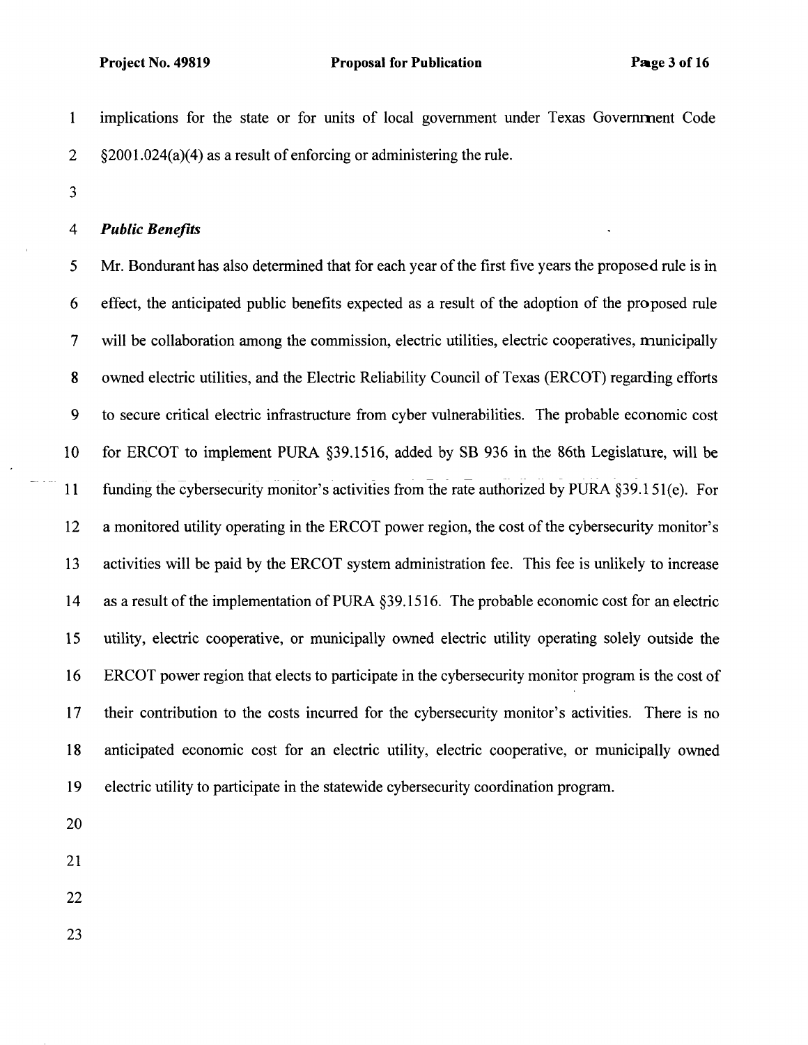implications for the state or for units of local government under Texas Government Code §2001.024(a)(4) as a result of enforcing or administering the rule.

***Public Benefits***

Mr. Bondurant has also determined that for each year of the first five years the proposed rule is in effect, the anticipated public benefits expected as a result of the adoption of the proposed rule will be collaboration among the commission, electric utilities, electric cooperatives, municipally owned electric utilities, and the Electric Reliability Council of Texas (ERCOT) regarding efforts to secure critical electric infrastructure from cyber vulnerabilities. The probable economic cost for ERCOT to implement PURA §39.1516, added by SB 936 in the 86th Legislature, will be funding the cybersecurity monitor's activities from the rate authorized by PURA §39.151(e). For a monitored utility operating in the ERCOT power region, the cost of the cybersecurity monitor's activities will be paid by the ERCOT system administration fee. This fee is unlikely to increase as a result of the implementation of PURA §39.1516. The probable economic cost for an electric utility, electric cooperative, or municipally owned electric utility operating solely outside the ERCOT power region that elects to participate in the cybersecurity monitor program is the cost of their contribution to the costs incurred for the cybersecurity monitor's activities. There is no anticipated economic cost for an electric utility, electric cooperative, or municipally owned electric utility to participate in the statewide cybersecurity coordination program.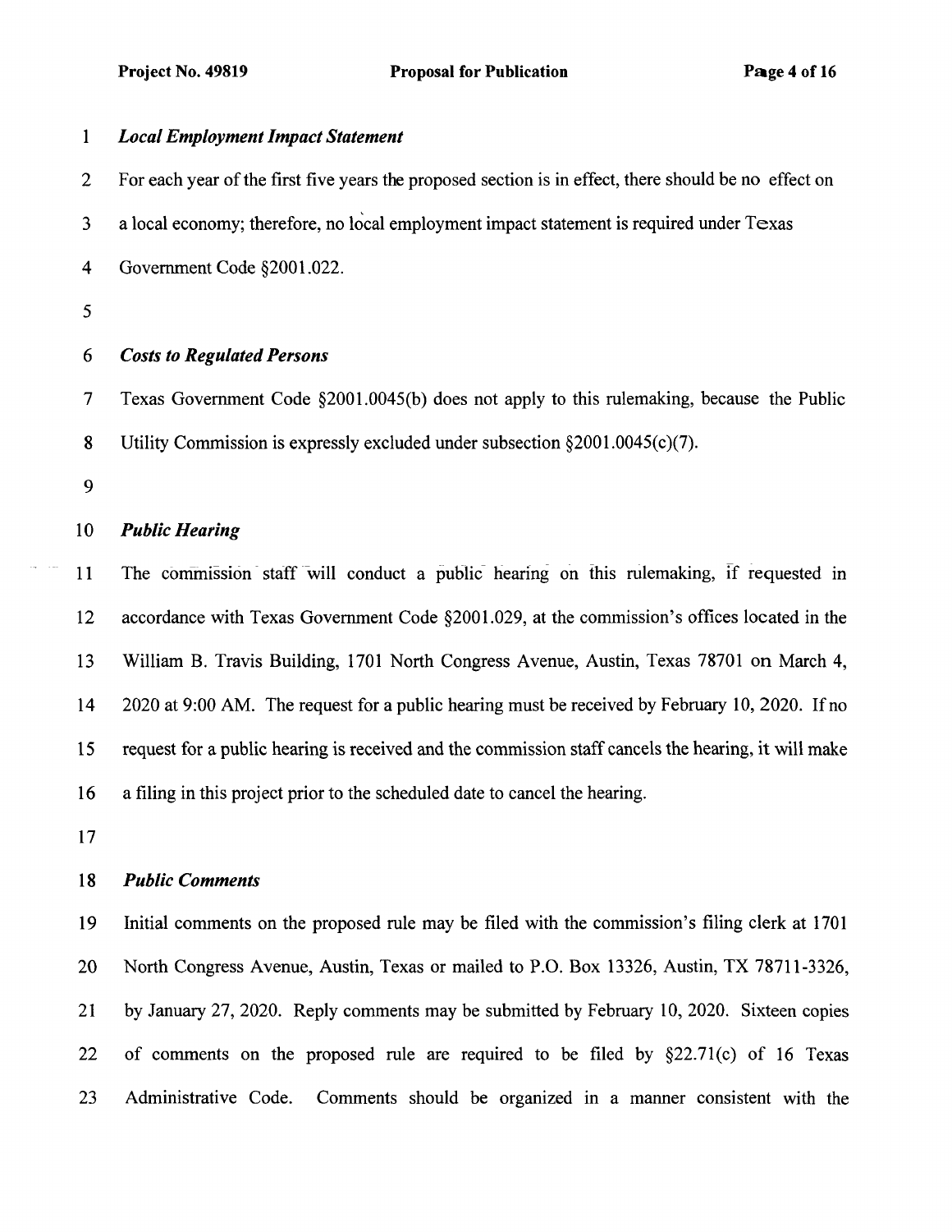***Local Employment Impact Statement***

For each year of the first five years the proposed section is in effect, there should be no effect on a local economy; therefore, no local employment impact statement is required under Texas Government Code §2001.022.

***Costs to Regulated Persons***

Texas Government Code §2001.0045(b) does not apply to this rulemaking, because the Public Utility Commission is expressly excluded under subsection §2001.0045(c)(7).

***Public Hearing***

The commission staff will conduct a public hearing on this rulemaking, if requested in accordance with Texas Government Code §2001.029, at the commission's offices located in the William B. Travis Building, 1701 North Congress Avenue, Austin, Texas 78701 on March 4, 2020 at 9:00 AM. The request for a public hearing must be received by February 10, 2020. If no request for a public hearing is received and the commission staff cancels the hearing, it will make a filing in this project prior to the scheduled date to cancel the hearing.

***Public Comments***

Initial comments on the proposed rule may be filed with the commission's filing clerk at 1701 North Congress Avenue, Austin, Texas or mailed to P.O. Box 13326, Austin, TX 78711-3326, by January 27, 2020. Reply comments may be submitted by February 10, 2020. Sixteen copies of comments on the proposed rule are required to be filed by §22.71(c) of 16 Texas Administrative Code. Comments should be organized in a manner consistent with the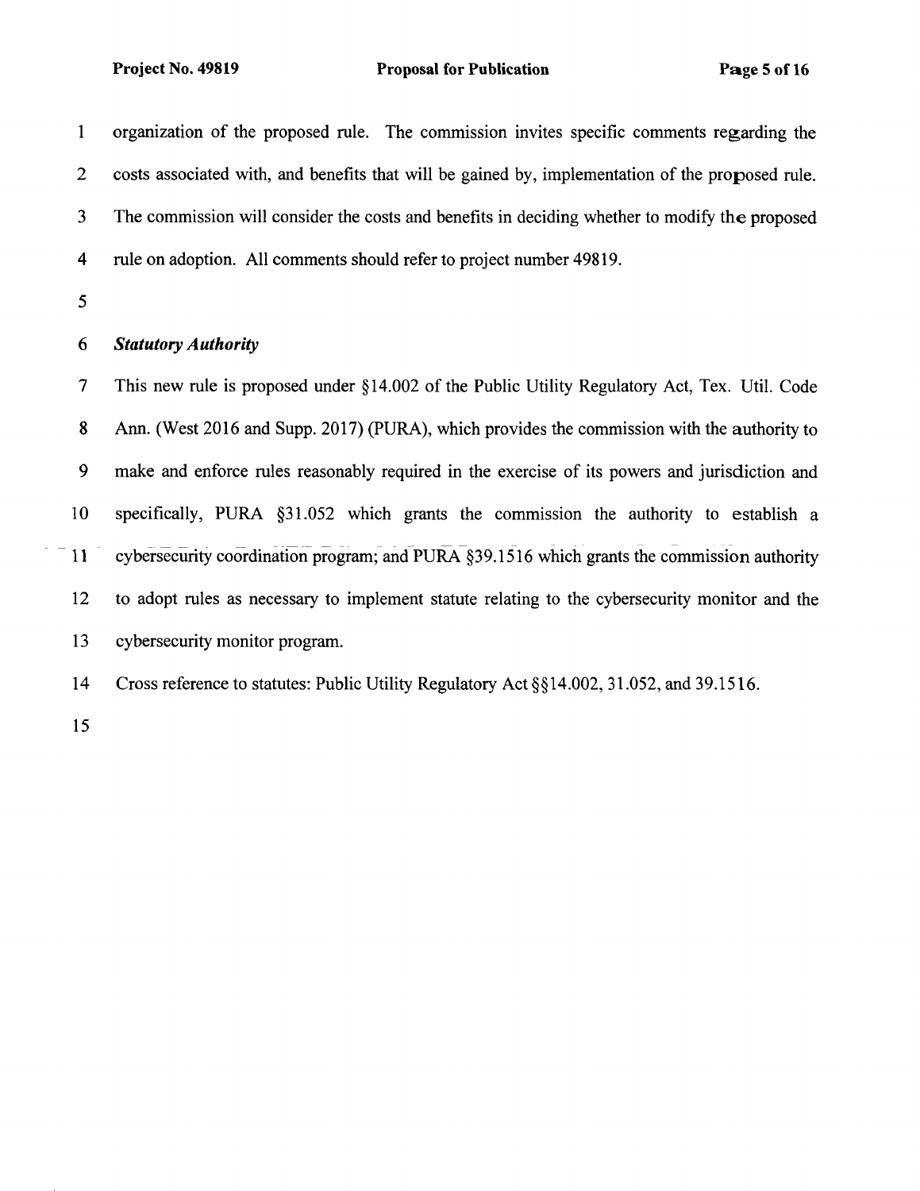organization of the proposed rule. The commission invites specific comments regarding the costs associated with, and benefits that will be gained by, implementation of the proposed rule. The commission will consider the costs and benefits in deciding whether to modify the proposed rule on adoption. All comments should refer to project number 49819.

***Statutory Authority***

This new rule is proposed under §14.002 of the Public Utility Regulatory Act, Tex. Util. Code Ann. (West 2016 and Supp. 2017) (PURA), which provides the commission with the authority to make and enforce rules reasonably required in the exercise of its powers and jurisdiction and specifically, PURA §31.052 which grants the commission the authority to establish a cybersecurity coordination program; and PURA §39.1516 which grants the commission authority to adopt rules as necessary to implement statute relating to the cybersecurity monitor and the cybersecurity monitor program.

Cross reference to statutes: Public Utility Regulatory Act §§14.002, 31.052, and 39.1516.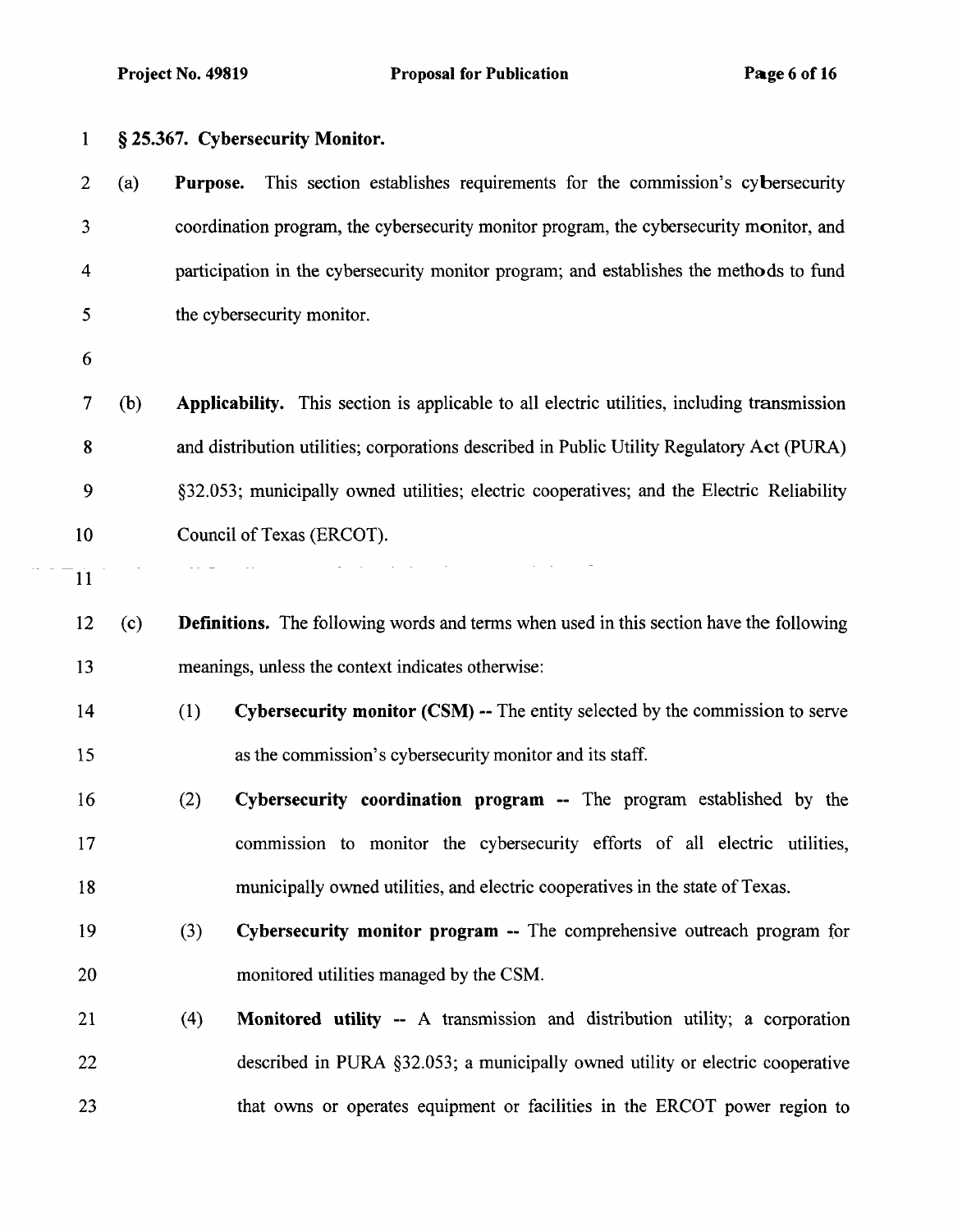## § 25.367. Cybersecurity Monitor.

(a) **Purpose.** This section establishes requirements for the commission's cybersecurity coordination program, the cybersecurity monitor program, the cybersecurity monitor, and participation in the cybersecurity monitor program; and establishes the methods to fund the cybersecurity monitor.

(b) **Applicability.** This section is applicable to all electric utilities, including transmission and distribution utilities; corporations described in Public Utility Regulatory Act (PURA) §32.053; municipally owned utilities; electric cooperatives; and the Electric Reliability Council of Texas (ERCOT).

(c) **Definitions.** The following words and terms when used in this section have the following meanings, unless the context indicates otherwise:

(1) **Cybersecurity monitor (CSM)** -- The entity selected by the commission to serve as the commission's cybersecurity monitor and its staff.

(2) **Cybersecurity coordination program** -- The program established by the commission to monitor the cybersecurity efforts of all electric utilities, municipally owned utilities, and electric cooperatives in the state of Texas.

(3) **Cybersecurity monitor program** -- The comprehensive outreach program for monitored utilities managed by the CSM.

(4) **Monitored utility** -- A transmission and distribution utility; a corporation described in PURA §32.053; a municipally owned utility or electric cooperative that owns or operates equipment or facilities in the ERCOT power region to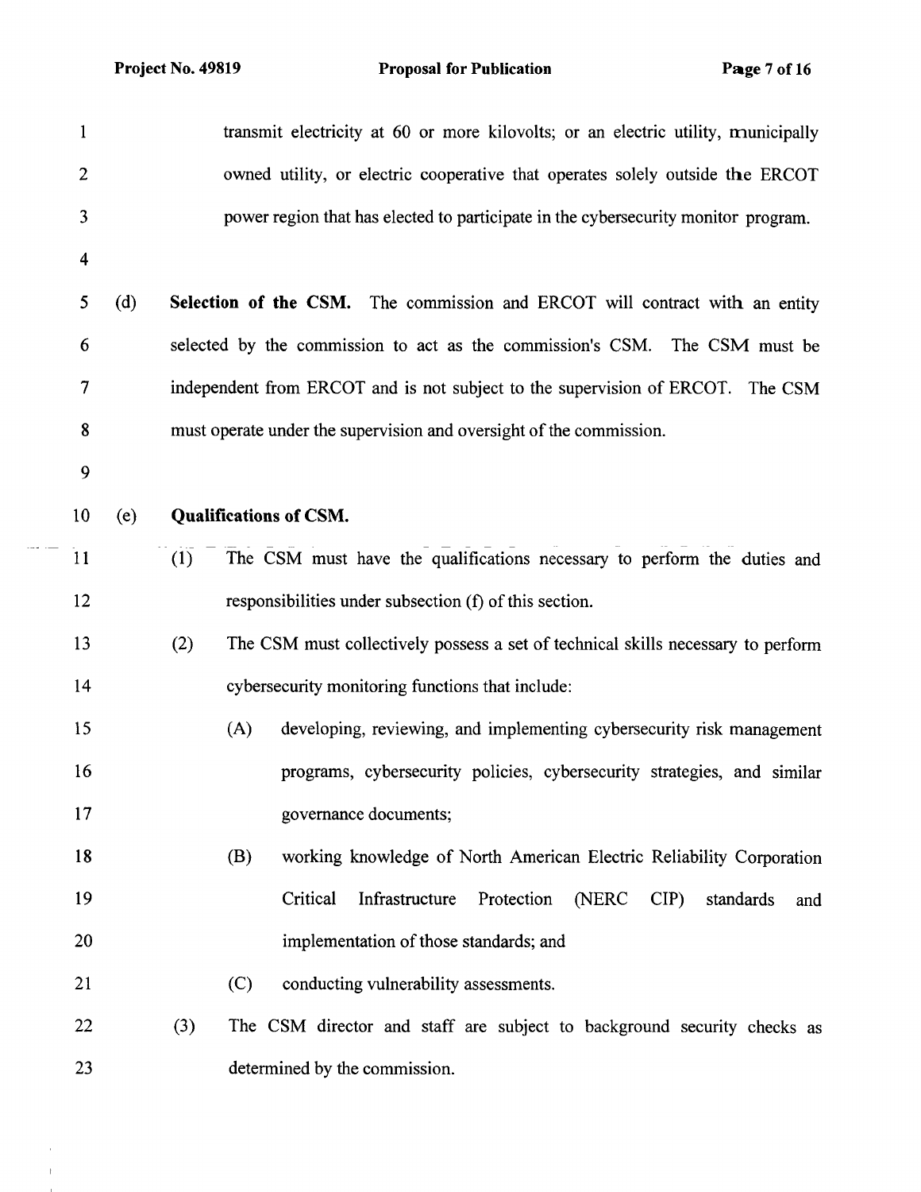transmit electricity at 60 or more kilovolts; or an electric utility, municipally owned utility, or electric cooperative that operates solely outside the ERCOT power region that has elected to participate in the cybersecurity monitor program.

(d) **Selection of the CSM.** The commission and ERCOT will contract with an entity selected by the commission to act as the commission's CSM. The CSM must be independent from ERCOT and is not subject to the supervision of ERCOT. The CSM must operate under the supervision and oversight of the commission.

(e) **Qualifications of CSM.**

(1) The CSM must have the qualifications necessary to perform the duties and responsibilities under subsection (f) of this section.

(2) The CSM must collectively possess a set of technical skills necessary to perform cybersecurity monitoring functions that include:

(A) developing, reviewing, and implementing cybersecurity risk management programs, cybersecurity policies, cybersecurity strategies, and similar governance documents;

(B) working knowledge of North American Electric Reliability Corporation Critical Infrastructure Protection (NERC CIP) standards and implementation of those standards; and

(C) conducting vulnerability assessments.

(3) The CSM director and staff are subject to background security checks as determined by the commission.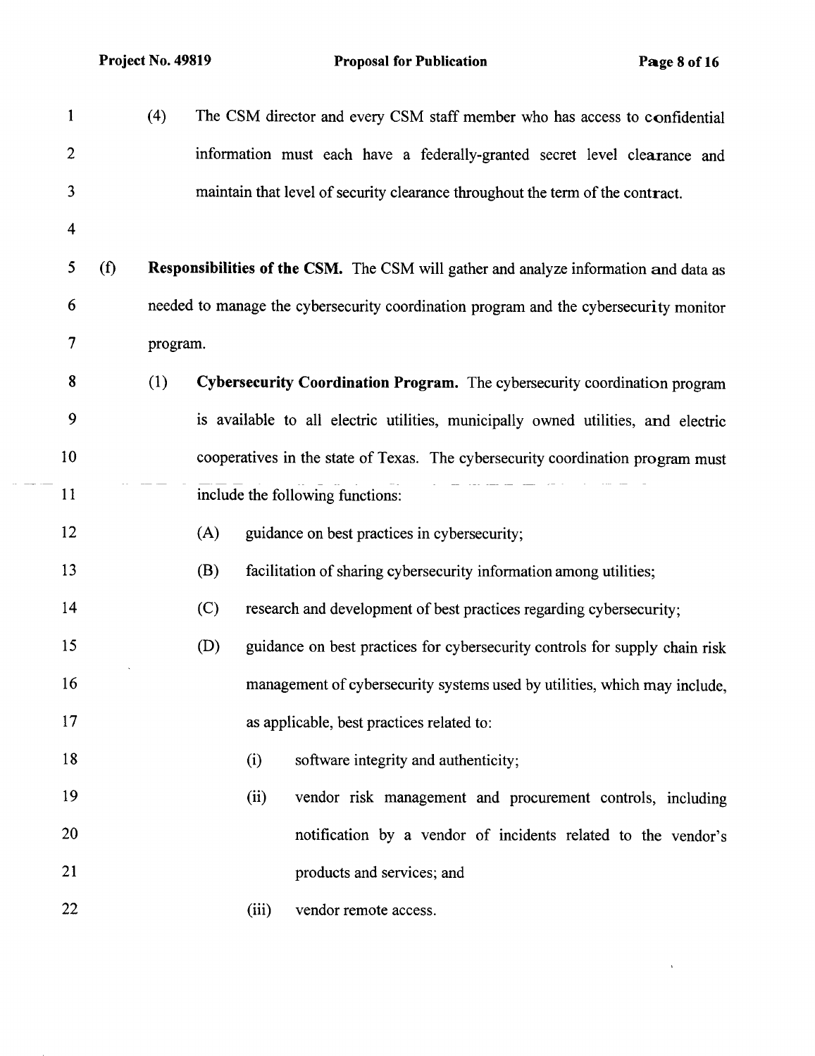(4) The CSM director and every CSM staff member who has access to confidential information must each have a federally-granted secret level clearance and maintain that level of security clearance throughout the term of the contract.

(f) **Responsibilities of the CSM.** The CSM will gather and analyze information and data as needed to manage the cybersecurity coordination program and the cybersecurity monitor program.

(1) **Cybersecurity Coordination Program.** The cybersecurity coordination program is available to all electric utilities, municipally owned utilities, and electric cooperatives in the state of Texas. The cybersecurity coordination program must include the following functions:

(A) guidance on best practices in cybersecurity;

(B) facilitation of sharing cybersecurity information among utilities;

(C) research and development of best practices regarding cybersecurity;

(D) guidance on best practices for cybersecurity controls for supply chain risk management of cybersecurity systems used by utilities, which may include, as applicable, best practices related to:

(i) software integrity and authenticity;

(ii) vendor risk management and procurement controls, including notification by a vendor of incidents related to the vendor's products and services; and

(iii) vendor remote access.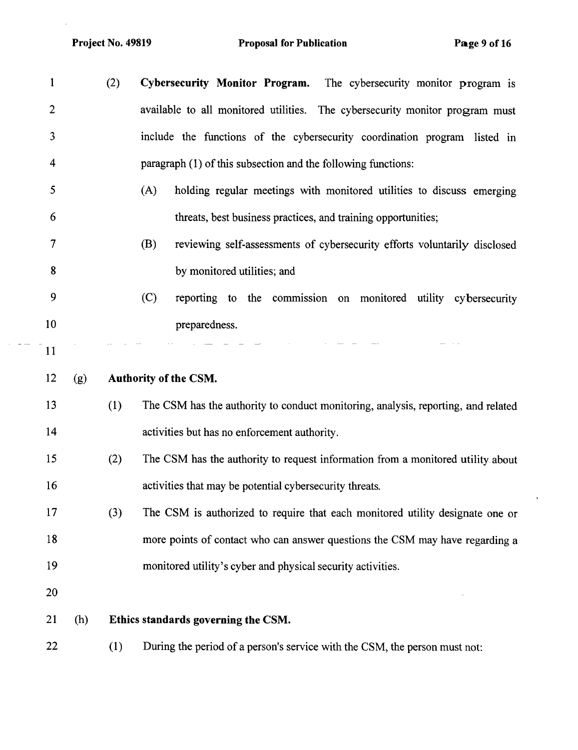(2) **Cybersecurity Monitor Program.** The cybersecurity monitor program is available to all monitored utilities. The cybersecurity monitor program must include the functions of the cybersecurity coordination program listed in paragraph (1) of this subsection and the following functions:

(A) holding regular meetings with monitored utilities to discuss emerging threats, best business practices, and training opportunities;

(B) reviewing self-assessments of cybersecurity efforts voluntarily disclosed by monitored utilities; and

(C) reporting to the commission on monitored utility cybersecurity preparedness.

(g) **Authority of the CSM.**

(1) The CSM has the authority to conduct monitoring, analysis, reporting, and related activities but has no enforcement authority.

(2) The CSM has the authority to request information from a monitored utility about activities that may be potential cybersecurity threats.

(3) The CSM is authorized to require that each monitored utility designate one or more points of contact who can answer questions the CSM may have regarding a monitored utility's cyber and physical security activities.

(h) **Ethics standards governing the CSM.**

(1) During the period of a person's service with the CSM, the person must not: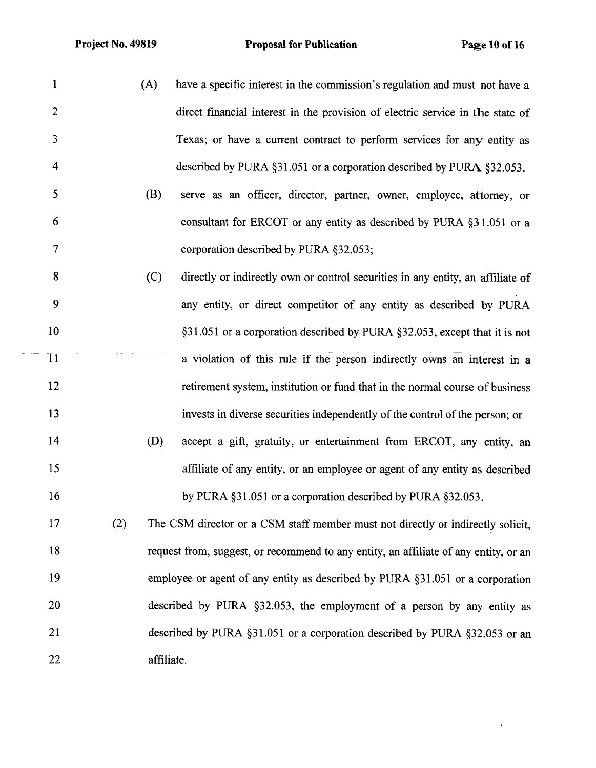(A) have a specific interest in the commission's regulation and must not have a direct financial interest in the provision of electric service in the state of Texas; or have a current contract to perform services for any entity as described by PURA §31.051 or a corporation described by PURA §32.053.

(B) serve as an officer, director, partner, owner, employee, attorney, or consultant for ERCOT or any entity as described by PURA §31.051 or a corporation described by PURA §32.053;

(C) directly or indirectly own or control securities in any entity, an affiliate of any entity, or direct competitor of any entity as described by PURA §31.051 or a corporation described by PURA §32.053, except that it is not a violation of this rule if the person indirectly owns an interest in a retirement system, institution or fund that in the normal course of business invests in diverse securities independently of the control of the person; or

(D) accept a gift, gratuity, or entertainment from ERCOT, any entity, an affiliate of any entity, or an employee or agent of any entity as described by PURA §31.051 or a corporation described by PURA §32.053.

(2) The CSM director or a CSM staff member must not directly or indirectly solicit, request from, suggest, or recommend to any entity, an affiliate of any entity, or an employee or agent of any entity as described by PURA §31.051 or a corporation described by PURA §32.053, the employment of a person by any entity as described by PURA §31.051 or a corporation described by PURA §32.053 or an affiliate.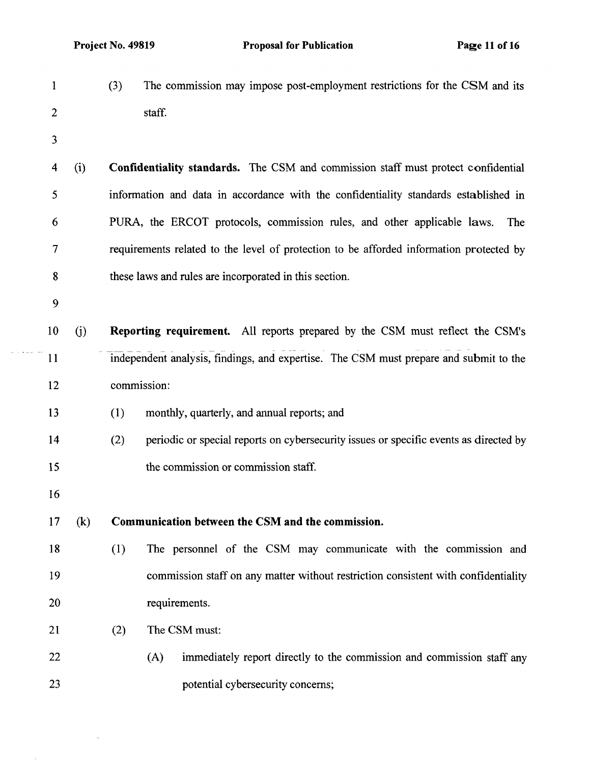(3) The commission may impose post-employment restrictions for the CSM and its staff.

(i) **Confidentiality standards.** The CSM and commission staff must protect confidential information and data in accordance with the confidentiality standards established in PURA, the ERCOT protocols, commission rules, and other applicable laws. The requirements related to the level of protection to be afforded information protected by these laws and rules are incorporated in this section.

(j) **Reporting requirement.** All reports prepared by the CSM must reflect the CSM's independent analysis, findings, and expertise. The CSM must prepare and submit to the commission:

(1) monthly, quarterly, and annual reports; and

(2) periodic or special reports on cybersecurity issues or specific events as directed by the commission or commission staff.

(k) **Communication between the CSM and the commission.**

(1) The personnel of the CSM may communicate with the commission and commission staff on any matter without restriction consistent with confidentiality requirements.

(2) The CSM must:

(A) immediately report directly to the commission and commission staff any potential cybersecurity concerns;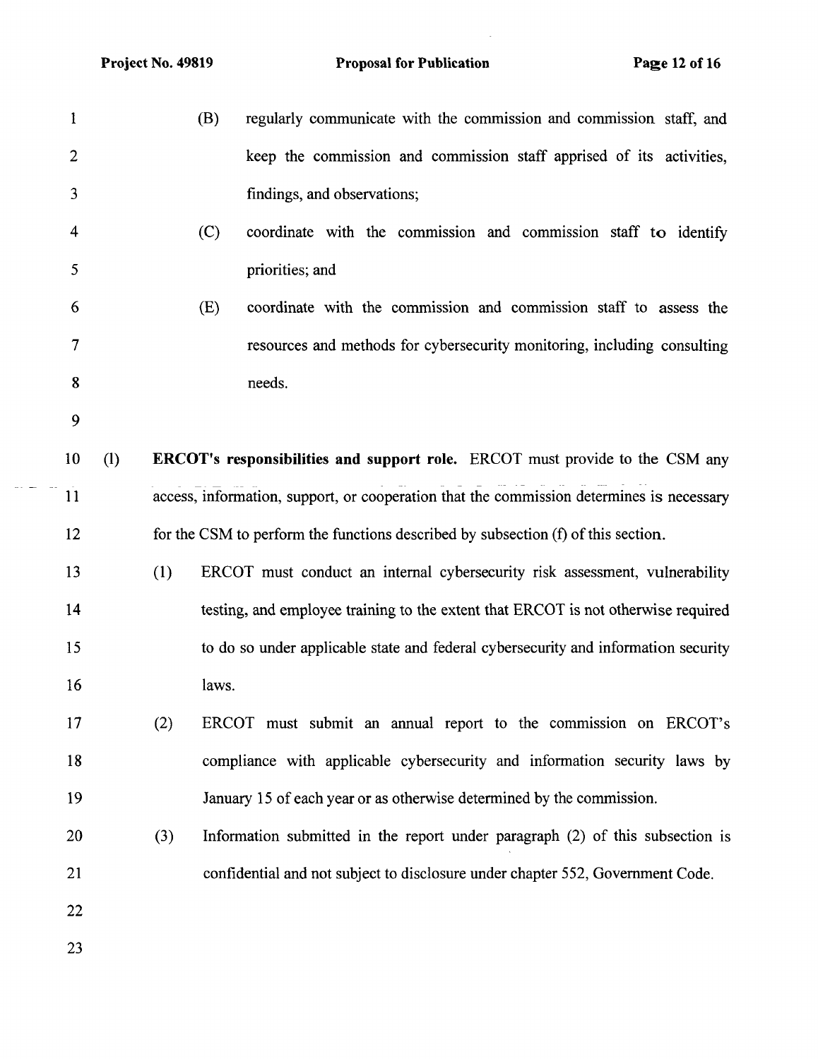(B) regularly communicate with the commission and commission staff, and keep the commission and commission staff apprised of its activities, findings, and observations;

(C) coordinate with the commission and commission staff to identify priorities; and

(E) coordinate with the commission and commission staff to assess the resources and methods for cybersecurity monitoring, including consulting needs.

(l) **ERCOT's responsibilities and support role.** ERCOT must provide to the CSM any access, information, support, or cooperation that the commission determines is necessary for the CSM to perform the functions described by subsection (f) of this section.

(1) ERCOT must conduct an internal cybersecurity risk assessment, vulnerability testing, and employee training to the extent that ERCOT is not otherwise required to do so under applicable state and federal cybersecurity and information security laws.

(2) ERCOT must submit an annual report to the commission on ERCOT's compliance with applicable cybersecurity and information security laws by January 15 of each year or as otherwise determined by the commission.

(3) Information submitted in the report under paragraph (2) of this subsection is confidential and not subject to disclosure under chapter 552, Government Code.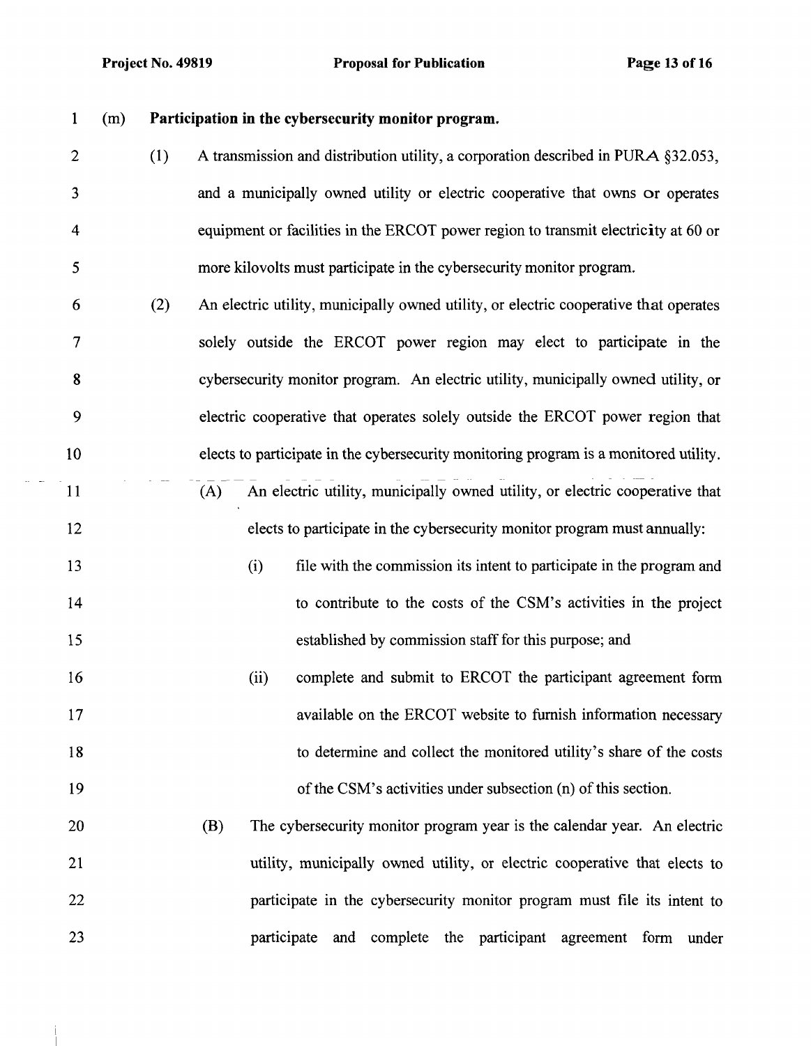(m) **Participation in the cybersecurity monitor program.**

(1) A transmission and distribution utility, a corporation described in PURA §32.053, and a municipally owned utility or electric cooperative that owns or operates equipment or facilities in the ERCOT power region to transmit electricity at 60 or more kilovolts must participate in the cybersecurity monitor program.

(2) An electric utility, municipally owned utility, or electric cooperative that operates solely outside the ERCOT power region may elect to participate in the cybersecurity monitor program. An electric utility, municipally owned utility, or electric cooperative that operates solely outside the ERCOT power region that elects to participate in the cybersecurity monitoring program is a monitored utility.

(A) An electric utility, municipally owned utility, or electric cooperative that elects to participate in the cybersecurity monitor program must annually:

(i) file with the commission its intent to participate in the program and to contribute to the costs of the CSM's activities in the project established by commission staff for this purpose; and

(ii) complete and submit to ERCOT the participant agreement form available on the ERCOT website to furnish information necessary to determine and collect the monitored utility's share of the costs of the CSM's activities under subsection (n) of this section.

(B) The cybersecurity monitor program year is the calendar year. An electric utility, municipally owned utility, or electric cooperative that elects to participate in the cybersecurity monitor program must file its intent to participate and complete the participant agreement form under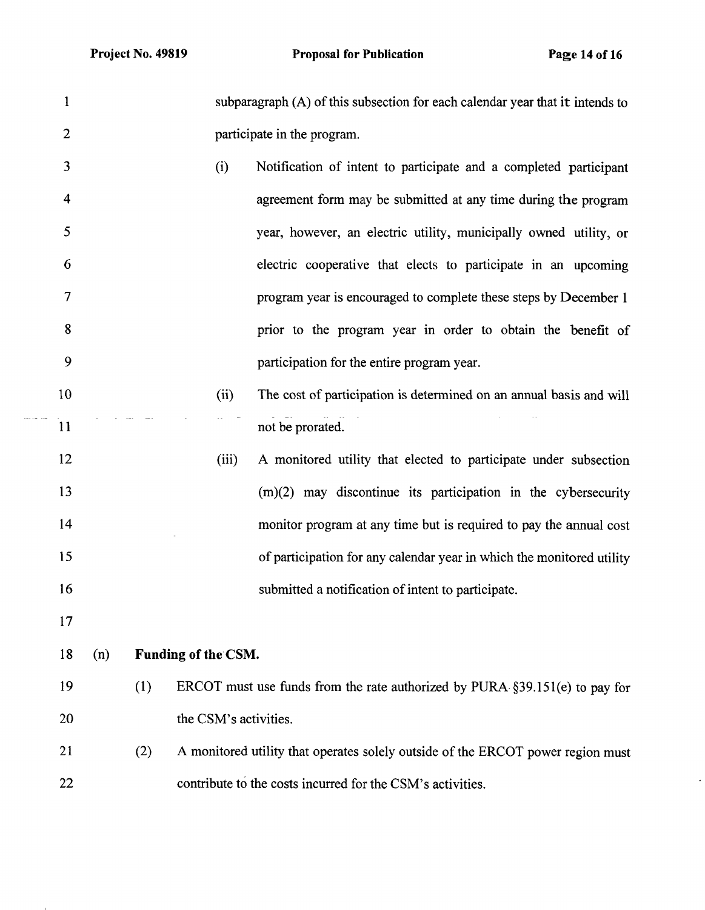subparagraph (A) of this subsection for each calendar year that it intends to participate in the program.

(i) Notification of intent to participate and a completed participant agreement form may be submitted at any time during the program year, however, an electric utility, municipally owned utility, or electric cooperative that elects to participate in an upcoming program year is encouraged to complete these steps by December 1 prior to the program year in order to obtain the benefit of participation for the entire program year.

(ii) The cost of participation is determined on an annual basis and will not be prorated.

(iii) A monitored utility that elected to participate under subsection (m)(2) may discontinue its participation in the cybersecurity monitor program at any time but is required to pay the annual cost of participation for any calendar year in which the monitored utility submitted a notification of intent to participate.

(n) **Funding of the CSM.**

(1) ERCOT must use funds from the rate authorized by PURA §39.151(e) to pay for the CSM's activities.

(2) A monitored utility that operates solely outside of the ERCOT power region must contribute to the costs incurred for the CSM's activities.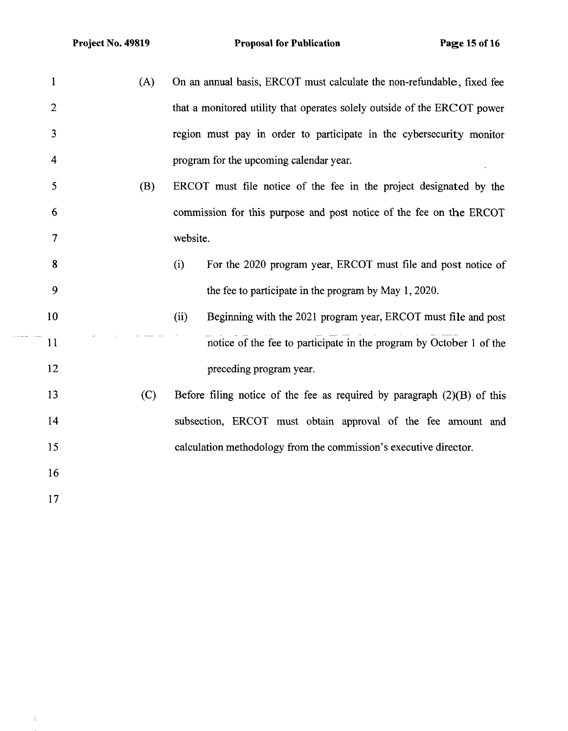(A) On an annual basis, ERCOT must calculate the non-refundable, fixed fee that a monitored utility that operates solely outside of the ERCOT power region must pay in order to participate in the cybersecurity monitor program for the upcoming calendar year.

(B) ERCOT must file notice of the fee in the project designated by the commission for this purpose and post notice of the fee on the ERCOT website.

   (i) For the 2020 program year, ERCOT must file and post notice of the fee to participate in the program by May 1, 2020.

   (ii) Beginning with the 2021 program year, ERCOT must file and post notice of the fee to participate in the program by October 1 of the preceding program year.

(C) Before filing notice of the fee as required by paragraph (2)(B) of this subsection, ERCOT must obtain approval of the fee amount and calculation methodology from the commission's executive director.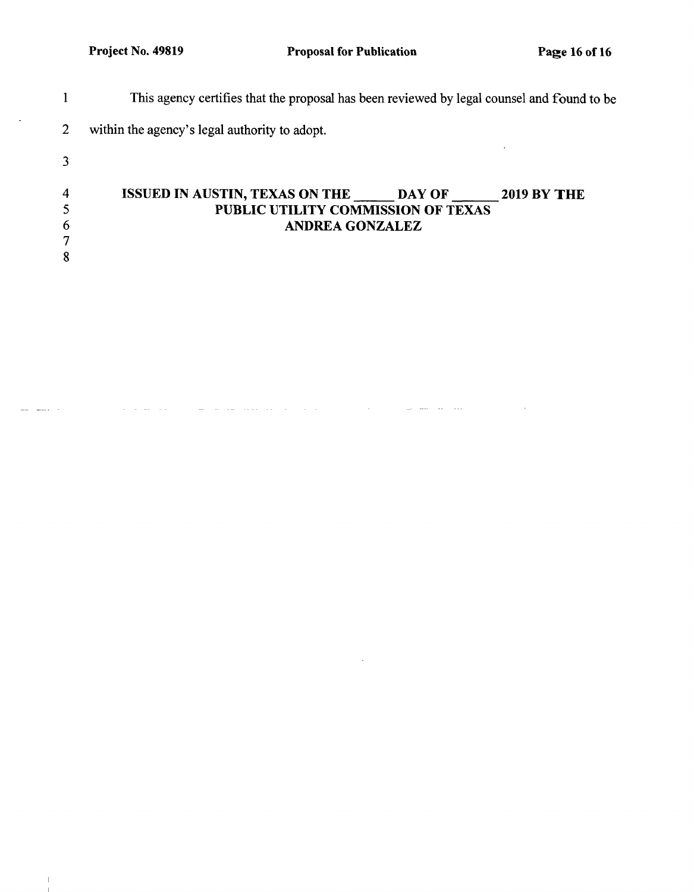This agency certifies that the proposal has been reviewed by legal counsel and found to be within the agency's legal authority to adopt.

**ISSUED IN AUSTIN, TEXAS ON THE \_\_\_\_\_ DAY OF \_\_\_\_\_\_ 2019 BY THE PUBLIC UTILITY COMMISSION OF TEXAS ANDREA GONZALEZ**